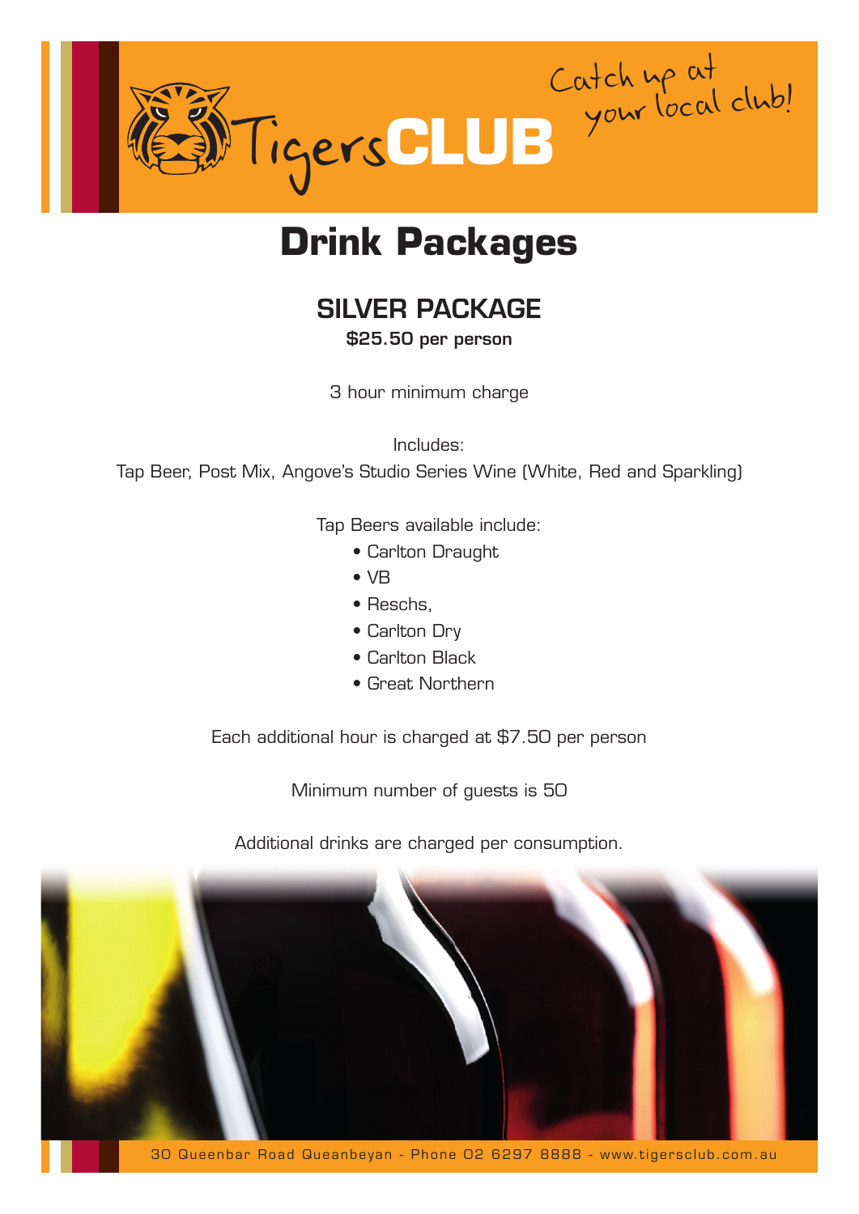TigersCLUB

Catch up at your local club!

# Drink Packages

## SILVER PACKAGE

**$25.50 per person**

3 hour minimum charge

Includes:
Tap Beer, Post Mix, Angove's Studio Series Wine (White, Red and Sparkling)

Tap Beers available include:

- Carlton Draught
- VB
- Reschs,
- Carlton Dry
- Carlton Black
- Great Northern

Each additional hour is charged at $7.50 per person

Minimum number of guests is 50

Additional drinks are charged per consumption.

30 Queenbar Road Queanbeyan - Phone 02 6297 8888 - www.tigersclub.com.au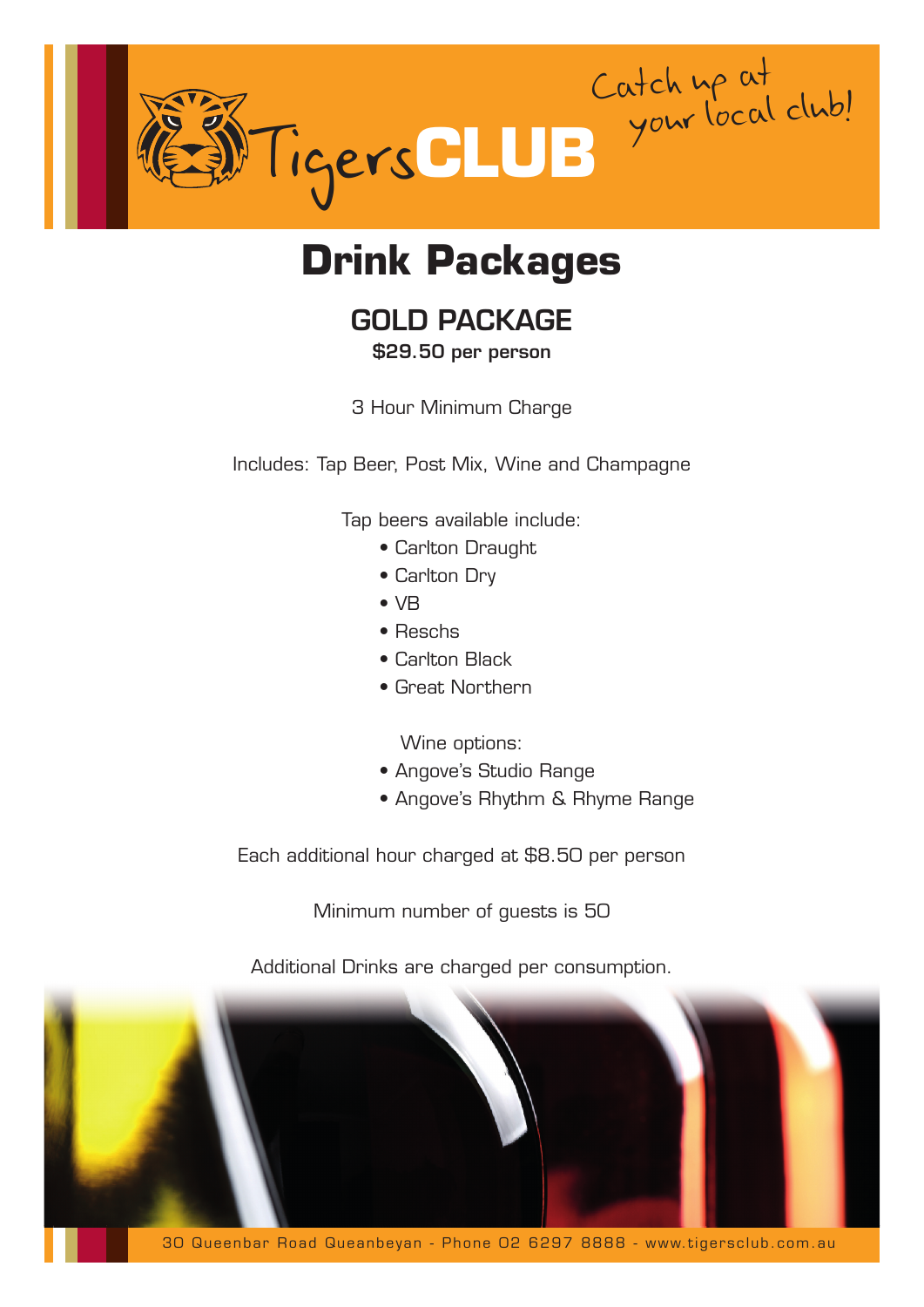TigersCLUB

Catch up at your local club!

# Drink Packages

## GOLD PACKAGE

**$29.50 per person**

3 Hour Minimum Charge

Includes: Tap Beer, Post Mix, Wine and Champagne

Tap beers available include:

- Carlton Draught
- Carlton Dry
- VB
- Reschs
- Carlton Black
- Great Northern

Wine options:

- Angove's Studio Range
- Angove's Rhythm & Rhyme Range

Each additional hour charged at $8.50 per person

Minimum number of guests is 50

Additional Drinks are charged per consumption.

30 Queenbar Road Queanbeyan - Phone 02 6297 8888 - www.tigersclub.com.au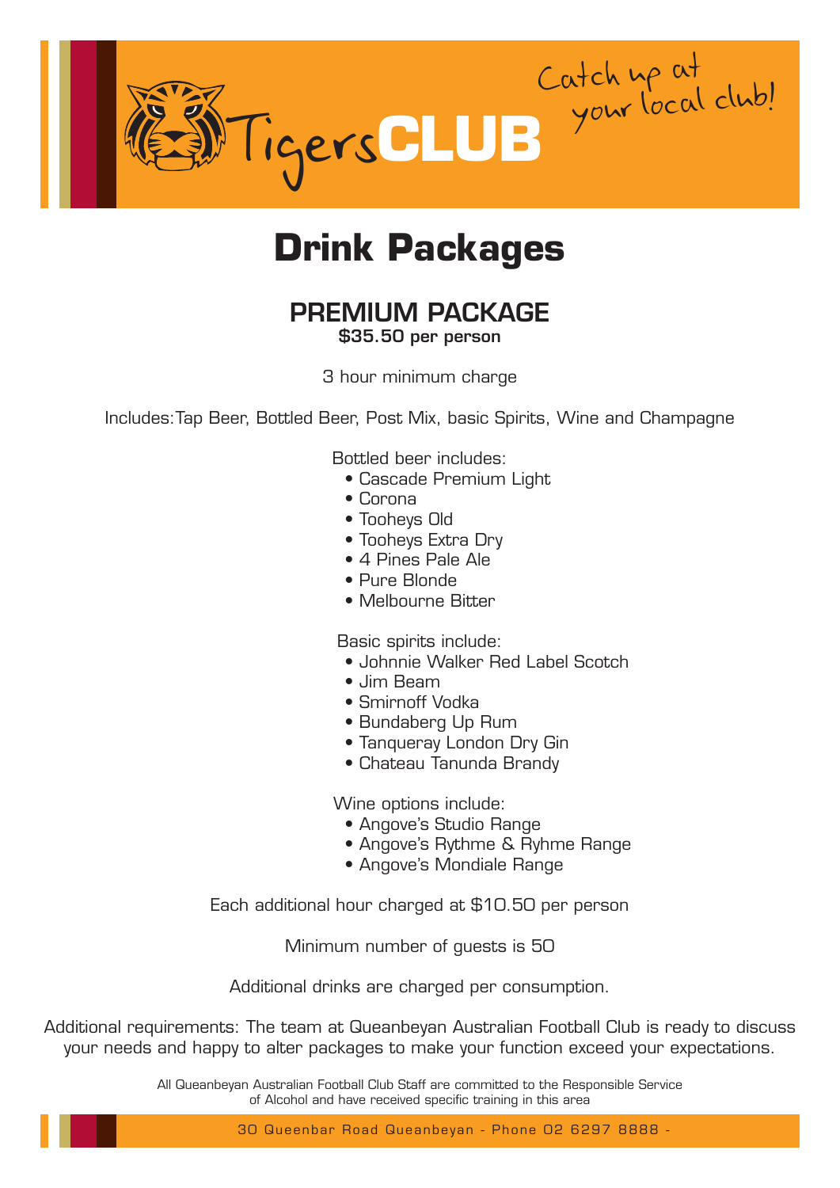TigersCLUB

Catch up at your local club!

# Drink Packages

## PREMIUM PACKAGE

**$35.50 per person**

3 hour minimum charge

Includes: Tap Beer, Bottled Beer, Post Mix, basic Spirits, Wine and Champagne

Bottled beer includes:

- Cascade Premium Light
- Corona
- Tooheys Old
- Tooheys Extra Dry
- 4 Pines Pale Ale
- Pure Blonde
- Melbourne Bitter

Basic spirits include:

- Johnnie Walker Red Label Scotch
- Jim Beam
- Smirnoff Vodka
- Bundaberg Up Rum
- Tanqueray London Dry Gin
- Chateau Tanunda Brandy

Wine options include:

- Angove's Studio Range
- Angove's Rythme & Ryhme Range
- Angove's Mondiale Range

Each additional hour charged at $10.50 per person

Minimum number of guests is 50

Additional drinks are charged per consumption.

Additional requirements: The team at Queanbeyan Australian Football Club is ready to discuss your needs and happy to alter packages to make your function exceed your expectations.

All Queanbeyan Australian Football Club Staff are committed to the Responsible Service of Alcohol and have received specific training in this area

30 Queenbar Road Queanbeyan - Phone 02 6297 8888 -